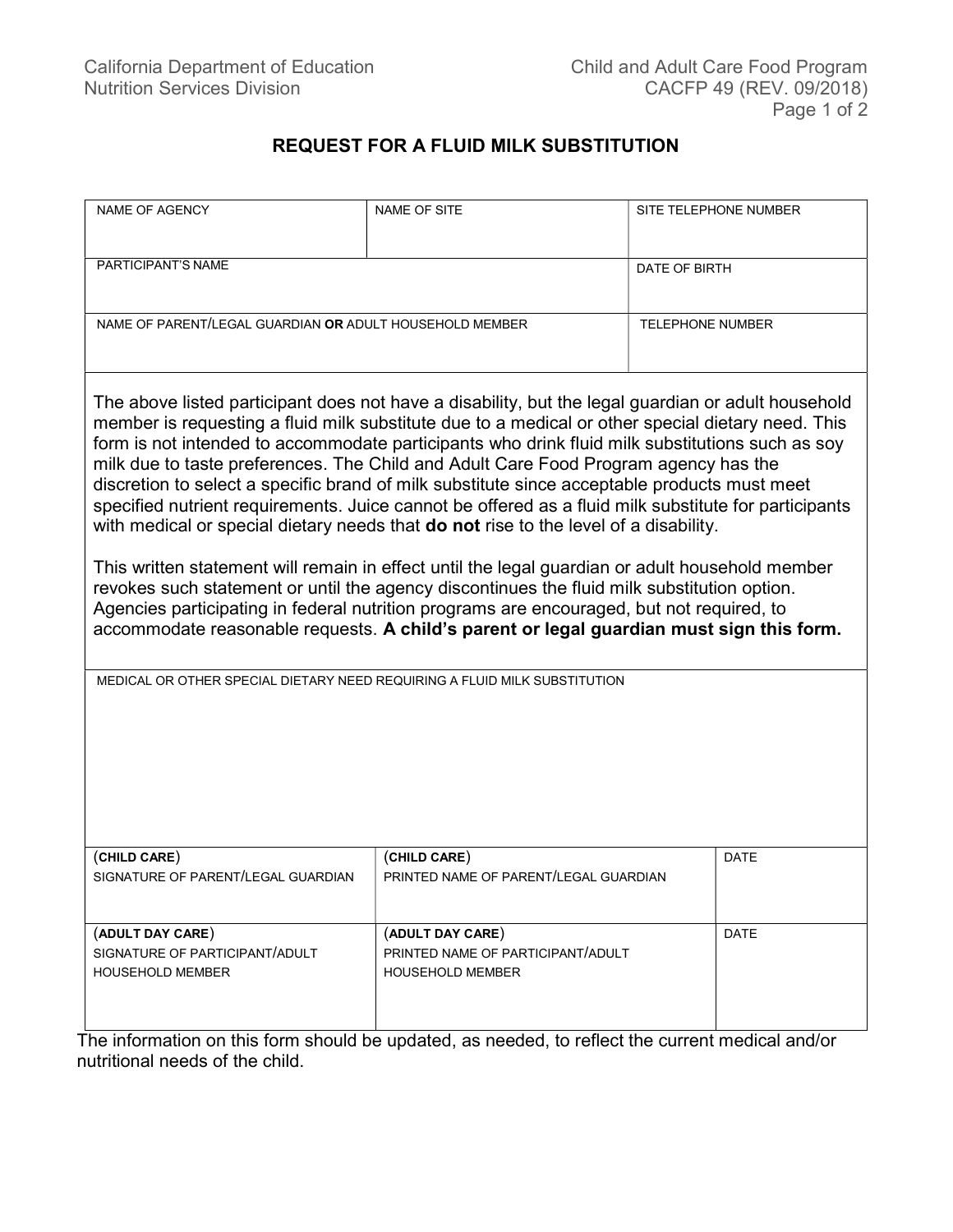California Department of Education
Nutrition Services Division

Child and Adult Care Food Program
CACFP 49 (REV. 09/2018)

## REQUEST FOR A FLUID MILK SUBSTITUTION

| NAME OF AGENCY | NAME OF SITE | SITE TELEPHONE NUMBER |
|---|---|---|
| PARTICIPANT'S NAME | | DATE OF BIRTH |
| NAME OF PARENT/LEGAL GUARDIAN **OR** ADULT HOUSEHOLD MEMBER | | TELEPHONE NUMBER |

The above listed participant does not have a disability, but the legal guardian or adult household member is requesting a fluid milk substitute due to a medical or other special dietary need. This form is not intended to accommodate participants who drink fluid milk substitutions such as soy milk due to taste preferences. The Child and Adult Care Food Program agency has the discretion to select a specific brand of milk substitute since acceptable products must meet specified nutrient requirements. Juice cannot be offered as a fluid milk substitute for participants with medical or special dietary needs that **do not** rise to the level of a disability.

This written statement will remain in effect until the legal guardian or adult household member revokes such statement or until the agency discontinues the fluid milk substitution option. Agencies participating in federal nutrition programs are encouraged, but not required, to accommodate reasonable requests. **A child's parent or legal guardian must sign this form.**

MEDICAL OR OTHER SPECIAL DIETARY NEED REQUIRING A FLUID MILK SUBSTITUTION

| (**CHILD CARE**) SIGNATURE OF PARENT/LEGAL GUARDIAN | (**CHILD CARE**) PRINTED NAME OF PARENT/LEGAL GUARDIAN | DATE |
|---|---|---|
| (**ADULT DAY CARE**) SIGNATURE OF PARTICIPANT/ADULT HOUSEHOLD MEMBER | (**ADULT DAY CARE**) PRINTED NAME OF PARTICIPANT/ADULT HOUSEHOLD MEMBER | DATE |

The information on this form should be updated, as needed, to reflect the current medical and/or nutritional needs of the child.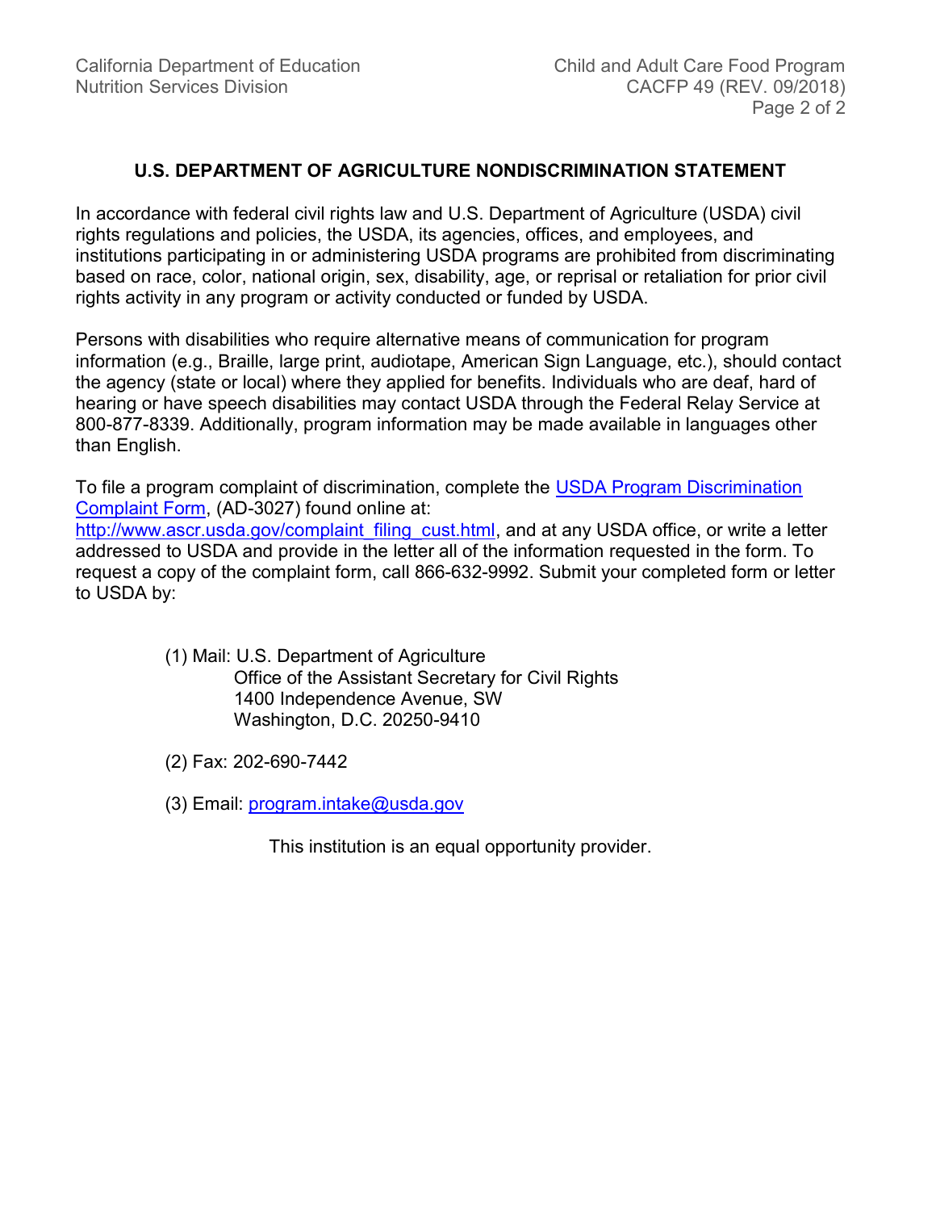## U.S. DEPARTMENT OF AGRICULTURE NONDISCRIMINATION STATEMENT

In accordance with federal civil rights law and U.S. Department of Agriculture (USDA) civil rights regulations and policies, the USDA, its agencies, offices, and employees, and institutions participating in or administering USDA programs are prohibited from discriminating based on race, color, national origin, sex, disability, age, or reprisal or retaliation for prior civil rights activity in any program or activity conducted or funded by USDA.

Persons with disabilities who require alternative means of communication for program information (e.g., Braille, large print, audiotape, American Sign Language, etc.), should contact the agency (state or local) where they applied for benefits. Individuals who are deaf, hard of hearing or have speech disabilities may contact USDA through the Federal Relay Service at 800-877-8339. Additionally, program information may be made available in languages other than English.

To file a program complaint of discrimination, complete the [USDA Program Discrimination Complaint Form](http://www.ascr.usda.gov/complaint_filing_cust.html), (AD-3027) found online at: [http://www.ascr.usda.gov/complaint_filing_cust.html](http://www.ascr.usda.gov/complaint_filing_cust.html), and at any USDA office, or write a letter addressed to USDA and provide in the letter all of the information requested in the form. To request a copy of the complaint form, call 866-632-9992. Submit your completed form or letter to USDA by:

(1) Mail: U.S. Department of Agriculture
Office of the Assistant Secretary for Civil Rights
1400 Independence Avenue, SW
Washington, D.C. 20250-9410

(2) Fax: 202-690-7442

(3) Email: [program.intake@usda.gov](mailto:program.intake@usda.gov)

This institution is an equal opportunity provider.